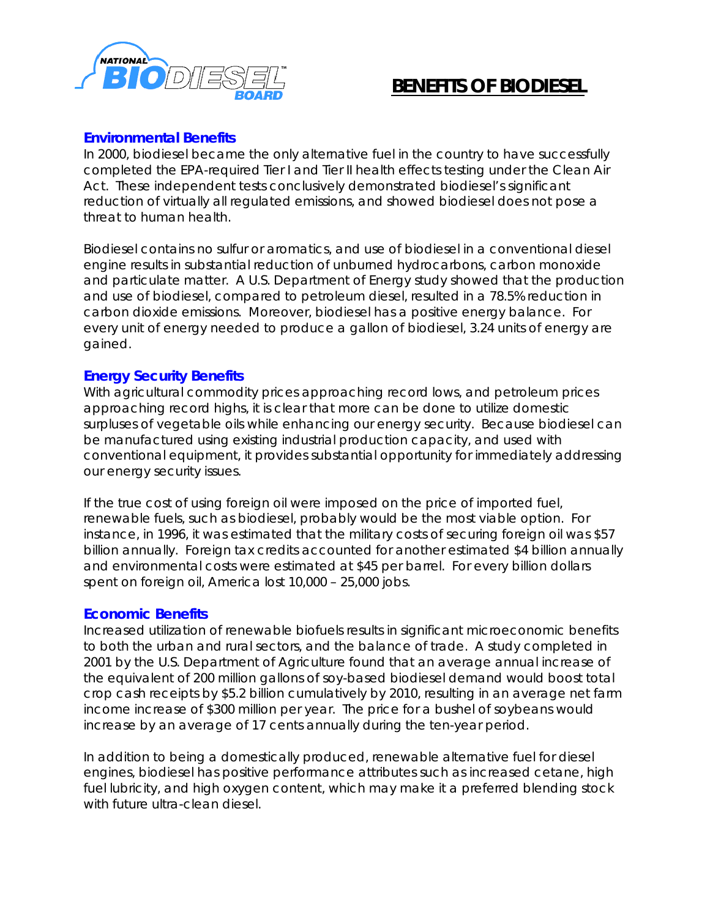# BENEFITS OF BIODIESEL

### Environmental Benefits

In 2000, biodiesel became the only alternative fuel in the country to have successfully completed the EPA-required Tier I and Tier II health effects testing under the Clean Air Act. These independent tests conclusively demonstrated biodiesel's significant reduction of virtually all regulated emissions, and showed biodiesel does not pose a threat to human health.

Biodiesel contains no sulfur or aromatics, and use of biodiesel in a conventional diesel engine results in substantial reduction of unburned hydrocarbons, carbon monoxide and particulate matter. A U.S. Department of Energy study showed that the production and use of biodiesel, compared to petroleum diesel, resulted in a 78.5% reduction in carbon dioxide emissions. Moreover, biodiesel has a positive energy balance. For every unit of energy needed to produce a gallon of biodiesel, 3.24 units of energy are gained.

### Energy Security Benefits

With agricultural commodity prices approaching record lows, and petroleum prices approaching record highs, it is clear that more can be done to utilize domestic surpluses of vegetable oils while enhancing our energy security. Because biodiesel can be manufactured using existing industrial production capacity, and used with conventional equipment, it provides substantial opportunity for immediately addressing our energy security issues.

If the true cost of using foreign oil were imposed on the price of imported fuel, renewable fuels, such as biodiesel, probably would be the most viable option. For instance, in 1996, it was estimated that the military costs of securing foreign oil was $57 billion annually. Foreign tax credits accounted for another estimated $4 billion annually and environmental costs were estimated at $45 per barrel. For every billion dollars spent on foreign oil, America lost 10,000 – 25,000 jobs.

### Economic Benefits

Increased utilization of renewable biofuels results in significant microeconomic benefits to both the urban and rural sectors, and the balance of trade. A study completed in 2001 by the U.S. Department of Agriculture found that an average annual increase of the equivalent of 200 million gallons of soy-based biodiesel demand would boost total crop cash receipts by $5.2 billion cumulatively by 2010, resulting in an average net farm income increase of $300 million per year. The price for a bushel of soybeans would increase by an average of 17 cents annually during the ten-year period.

In addition to being a domestically produced, renewable alternative fuel for diesel engines, biodiesel has positive performance attributes such as increased cetane, high fuel lubricity, and high oxygen content, which may make it a preferred blending stock with future ultra-clean diesel.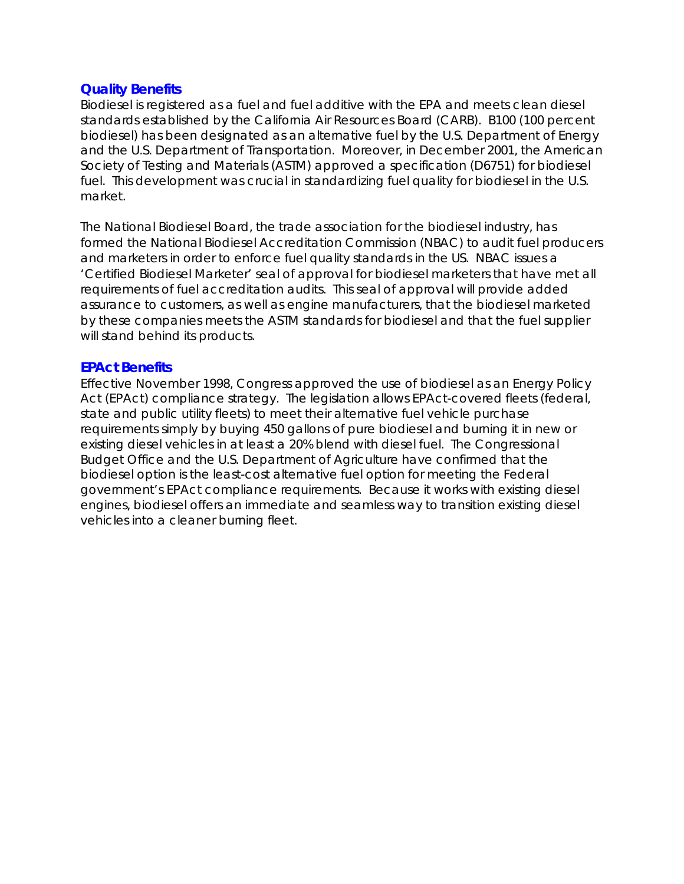## Quality Benefits

Biodiesel is registered as a fuel and fuel additive with the EPA and meets clean diesel standards established by the California Air Resources Board (CARB). B100 (100 percent biodiesel) has been designated as an alternative fuel by the U.S. Department of Energy and the U.S. Department of Transportation. Moreover, in December 2001, the American Society of Testing and Materials (ASTM) approved a specification (D6751) for biodiesel fuel. This development was crucial in standardizing fuel quality for biodiesel in the U.S. market.

The National Biodiesel Board, the trade association for the biodiesel industry, has formed the National Biodiesel Accreditation Commission (NBAC) to audit fuel producers and marketers in order to enforce fuel quality standards in the US. NBAC issues a 'Certified Biodiesel Marketer' seal of approval for biodiesel marketers that have met all requirements of fuel accreditation audits. This seal of approval will provide added assurance to customers, as well as engine manufacturers, that the biodiesel marketed by these companies meets the ASTM standards for biodiesel and that the fuel supplier will stand behind its products.

## EPAct Benefits

Effective November 1998, Congress approved the use of biodiesel as an Energy Policy Act (EPAct) compliance strategy. The legislation allows EPAct-covered fleets (federal, state and public utility fleets) to meet their alternative fuel vehicle purchase requirements simply by buying 450 gallons of pure biodiesel and burning it in new or existing diesel vehicles in at least a 20% blend with diesel fuel. The Congressional Budget Office and the U.S. Department of Agriculture have confirmed that the biodiesel option is the least-cost alternative fuel option for meeting the Federal government's EPAct compliance requirements. Because it works with existing diesel engines, biodiesel offers an immediate and seamless way to transition existing diesel vehicles into a cleaner burning fleet.